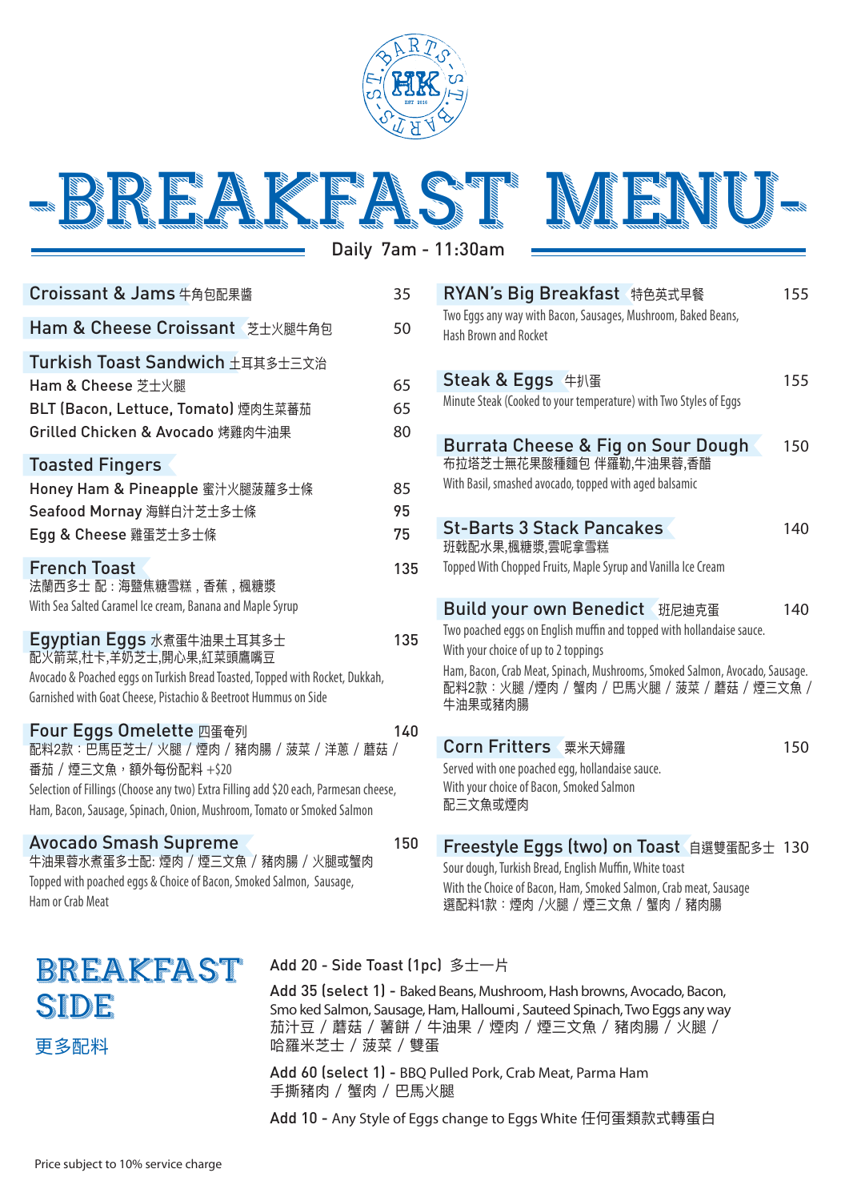# -BREAKFAST MENU-

Daily 7am - 11:30am

**Croissant & Jams** 牛角包配果醬 — 35

**Ham & Cheese Croissant** 芝士火腿牛角包 — 50

## Turkish Toast Sandwich 土耳其多士三文治

- Ham & Cheese 芝士火腿 — 65
- BLT (Bacon, Lettuce, Tomato) 煙肉生菜蕃茄 — 65
- Grilled Chicken & Avocado 烤雞肉牛油果 — 80

## Toasted Fingers

- Honey Ham & Pineapple 蜜汁火腿菠蘿多士條 — 85
- Seafood Mornay 海鮮白汁芝士多士條 — 95
- Egg & Cheese 雞蛋芝士多士條 — 75

**French Toast** — 135
法蘭西多士 配：海鹽焦糖雪糕，香蕉，楓糖漿
With Sea Salted Caramel Ice cream, Banana and Maple Syrup

**Egyptian Eggs** 水煮蛋牛油果土耳其多士 — 135
配火箭菜,杜卡,羊奶芝士,開心果,紅菜頭鷹嘴豆
Avocado & Poached eggs on Turkish Bread Toasted, Topped with Rocket, Dukkah, Garnished with Goat Cheese, Pistachio & Beetroot Hummus on Side

**Four Eggs Omelette** 四蛋奄列 — 140
配料2款：巴馬臣芝士/ 火腿 / 煙肉 / 豬肉腸 / 菠菜 / 洋蔥 / 蘑菇 / 番茄 / 煙三文魚，額外每份配料 +$20
Selection of Fillings (Choose any two) Extra Filling add $20 each, Parmesan cheese, Ham, Bacon, Sausage, Spinach, Onion, Mushroom, Tomato or Smoked Salmon

**Avocado Smash Supreme** — 150
牛油果蓉水煮蛋多士配: 煙肉 / 煙三文魚 / 豬肉腸 / 火腿或蟹肉
Topped with poached eggs & Choice of Bacon, Smoked Salmon, Sausage, Ham or Crab Meat

**RYAN's Big Breakfast** 特色英式早餐 — 155
Two Eggs any way with Bacon, Sausages, Mushroom, Baked Beans, Hash Brown and Rocket

**Steak & Eggs** 牛扒蛋 — 155
Minute Steak (Cooked to your temperature) with Two Styles of Eggs

**Burrata Cheese & Fig on Sour Dough** — 150
布拉塔芝士無花果酸種麵包 伴羅勒,牛油果蓉,香醋
With Basil, smashed avocado, topped with aged balsamic

**St-Barts 3 Stack Pancakes** — 140
班戟配水果,楓糖漿,雲呢拿雪糕
Topped With Chopped Fruits, Maple Syrup and Vanilla Ice Cream

**Build your own Benedict** 班尼迪克蛋 — 140
Two poached eggs on English muffin and topped with hollandaise sauce.
With your choice of up to 2 toppings
Ham, Bacon, Crab Meat, Spinach, Mushrooms, Smoked Salmon, Avocado, Sausage.
配料2款：火腿 /煙肉 / 蟹肉 / 巴馬火腿 / 菠菜 / 蘑菇 / 煙三文魚 / 牛油果或豬肉腸

**Corn Fritters** 粟米天婦羅 — 150
Served with one poached egg, hollandaise sauce.
With your choice of Bacon, Smoked Salmon
配三文魚或煙肉

**Freestyle Eggs (two) on Toast** 自選雙蛋配多士 — 130
Sour dough, Turkish Bread, English Muffin, White toast
With the Choice of Bacon, Ham, Smoked Salmon, Crab meat, Sausage
選配料1款：煙肉 /火腿 / 煙三文魚 / 蟹肉 / 豬肉腸

## BREAKFAST SIDE
更多配料

**Add 20** - Side Toast (1pc) 多士一片

**Add 35 (select 1)** - Baked Beans, Mushroom, Hash browns, Avocado, Bacon, Smo ked Salmon, Sausage, Ham, Halloumi , Sauteed Spinach, Two Eggs any way
茄汁豆 / 蘑菇 / 薯餅 / 牛油果 / 煙肉 / 煙三文魚 / 豬肉腸 / 火腿 / 哈羅米芝士 / 菠菜 / 雙蛋

**Add 60 (select 1)** - BBQ Pulled Pork, Crab Meat, Parma Ham
手撕豬肉 / 蟹肉 / 巴馬火腿

**Add 10** - Any Style of Eggs change to Eggs White 任何蛋類款式轉蛋白

Price subject to 10% service charge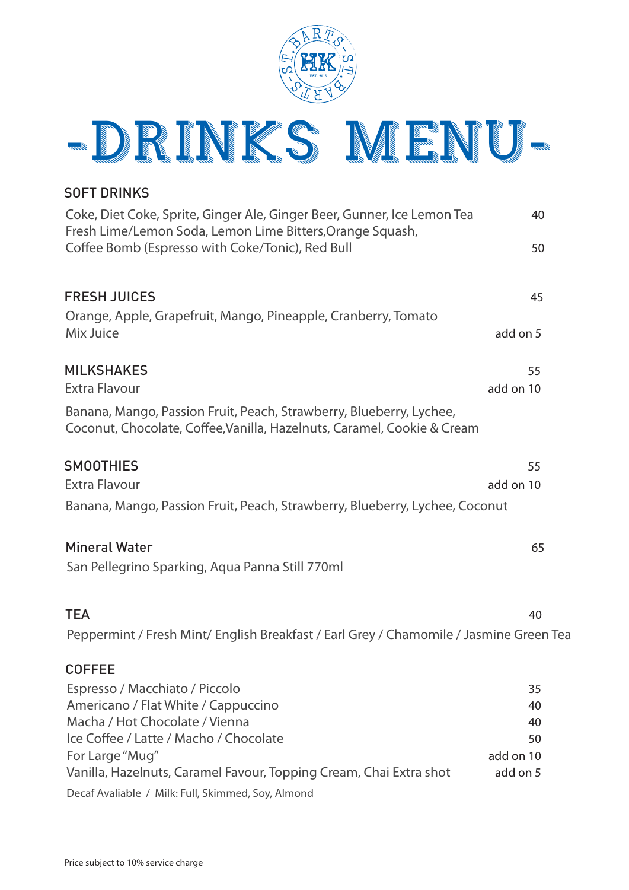ST. BARTS · HK · EST 2016

# -DRINKS MENU-

## SOFT DRINKS

| | |
|---|---|
| Coke, Diet Coke, Sprite, Ginger Ale, Ginger Beer, Gunner, Ice Lemon Tea | 40 |
| Fresh Lime/Lemon Soda, Lemon Lime Bitters,Orange Squash, Coffee Bomb (Espresso with Coke/Tonic), Red Bull | 50 |

## FRESH JUICES — 45

| | |
|---|---|
| Orange, Apple, Grapefruit, Mango, Pineapple, Cranberry, Tomato | |
| Mix Juice | add on 5 |

## MILKSHAKES — 55

| | |
|---|---|
| Extra Flavour | add on 10 |

Banana, Mango, Passion Fruit, Peach, Strawberry, Blueberry, Lychee, Coconut, Chocolate, Coffee,Vanilla, Hazelnuts, Caramel, Cookie & Cream

## SMOOTHIES — 55

| | |
|---|---|
| Extra Flavour | add on 10 |

Banana, Mango, Passion Fruit, Peach, Strawberry, Blueberry, Lychee, Coconut

## Mineral Water — 65

San Pellegrino Sparking, Aqua Panna Still 770ml

## TEA — 40

Peppermint / Fresh Mint/ English Breakfast / Earl Grey / Chamomile / Jasmine Green Tea

## COFFEE

| | |
|---|---|
| Espresso / Macchiato / Piccolo | 35 |
| Americano / Flat White / Cappuccino | 40 |
| Macha / Hot Chocolate / Vienna | 40 |
| Ice Coffee / Latte / Macho / Chocolate | 50 |
| For Large "Mug" | add on 10 |
| Vanilla, Hazelnuts, Caramel Favour, Topping Cream, Chai Extra shot | add on 5 |

Decaf Avaliable / Milk: Full, Skimmed, Soy, Almond

Price subject to 10% service charge